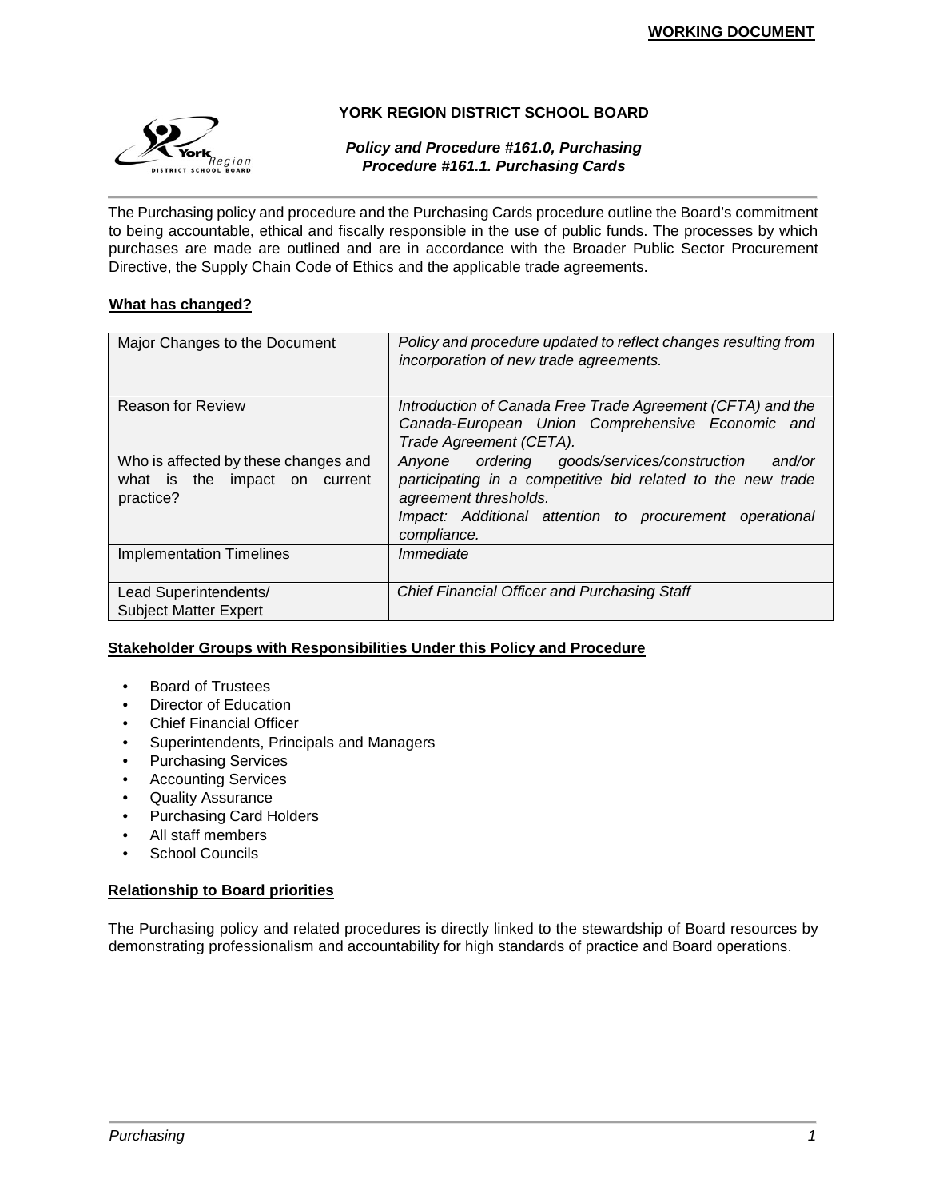**WORKING DOCUMENT**

# YORK REGION DISTRICT SCHOOL BOARD

***Policy and Procedure #161.0, Purchasing***
***Procedure #161.1. Purchasing Cards***

The Purchasing policy and procedure and the Purchasing Cards procedure outline the Board's commitment to being accountable, ethical and fiscally responsible in the use of public funds. The processes by which purchases are made are outlined and are in accordance with the Broader Public Sector Procurement Directive, the Supply Chain Code of Ethics and the applicable trade agreements.

## What has changed?

| | |
|---|---|
| Major Changes to the Document | *Policy and procedure updated to reflect changes resulting from incorporation of new trade agreements.* |
| Reason for Review | *Introduction of Canada Free Trade Agreement (CFTA) and the Canada-European Union Comprehensive Economic and Trade Agreement (CETA).* |
| Who is affected by these changes and what is the impact on current practice? | *Anyone ordering goods/services/construction and/or participating in a competitive bid related to the new trade agreement thresholds.* *Impact: Additional attention to procurement operational compliance.* |
| Implementation Timelines | *Immediate* |
| Lead Superintendents/ Subject Matter Expert | *Chief Financial Officer and Purchasing Staff* |

## Stakeholder Groups with Responsibilities Under this Policy and Procedure

- Board of Trustees
- Director of Education
- Chief Financial Officer
- Superintendents, Principals and Managers
- Purchasing Services
- Accounting Services
- Quality Assurance
- Purchasing Card Holders
- All staff members
- School Councils

## Relationship to Board priorities

The Purchasing policy and related procedures is directly linked to the stewardship of Board resources by demonstrating professionalism and accountability for high standards of practice and Board operations.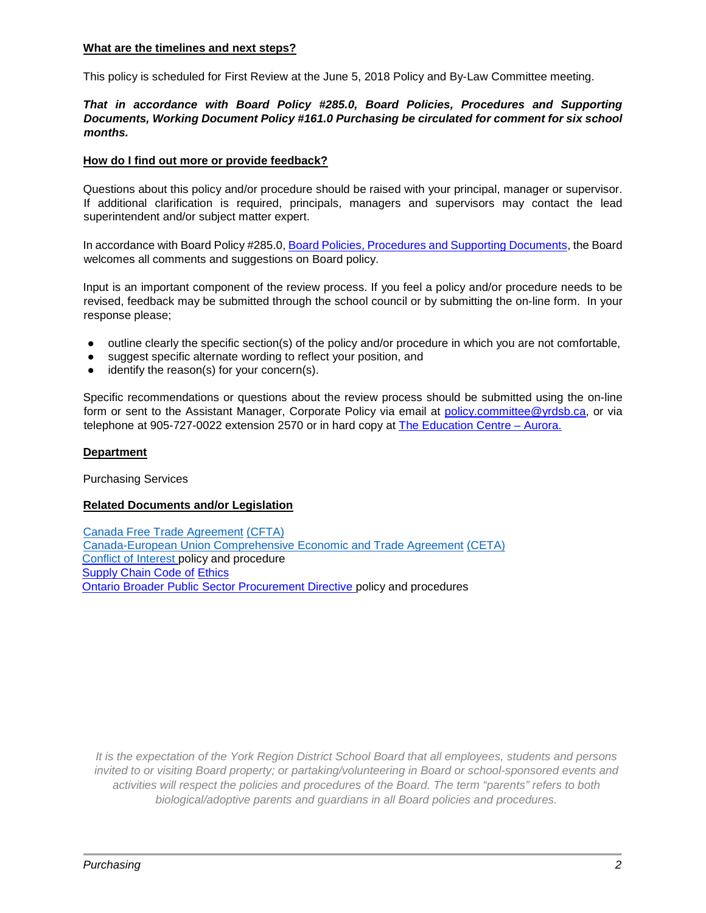## What are the timelines and next steps?

This policy is scheduled for First Review at the June 5, 2018 Policy and By-Law Committee meeting.

***That in accordance with Board Policy #285.0, Board Policies, Procedures and Supporting Documents, Working Document Policy #161.0 Purchasing be circulated for comment for six school months.***

## How do I find out more or provide feedback?

Questions about this policy and/or procedure should be raised with your principal, manager or supervisor. If additional clarification is required, principals, managers and supervisors may contact the lead superintendent and/or subject matter expert.

In accordance with Board Policy #285.0, Board Policies, Procedures and Supporting Documents, the Board welcomes all comments and suggestions on Board policy.

Input is an important component of the review process. If you feel a policy and/or procedure needs to be revised, feedback may be submitted through the school council or by submitting the on-line form. In your response please;

- outline clearly the specific section(s) of the policy and/or procedure in which you are not comfortable,
- suggest specific alternate wording to reflect your position, and
- identify the reason(s) for your concern(s).

Specific recommendations or questions about the review process should be submitted using the on-line form or sent to the Assistant Manager, Corporate Policy via email at policy.committee@yrdsb.ca, or via telephone at 905-727-0022 extension 2570 or in hard copy at The Education Centre – Aurora.

## Department

Purchasing Services

## Related Documents and/or Legislation

Canada Free Trade Agreement (CFTA)
Canada-European Union Comprehensive Economic and Trade Agreement (CETA)
Conflict of Interest policy and procedure
Supply Chain Code of Ethics
Ontario Broader Public Sector Procurement Directive policy and procedures

*It is the expectation of the York Region District School Board that all employees, students and persons invited to or visiting Board property; or partaking/volunteering in Board or school-sponsored events and activities will respect the policies and procedures of the Board. The term "parents" refers to both biological/adoptive parents and guardians in all Board policies and procedures.*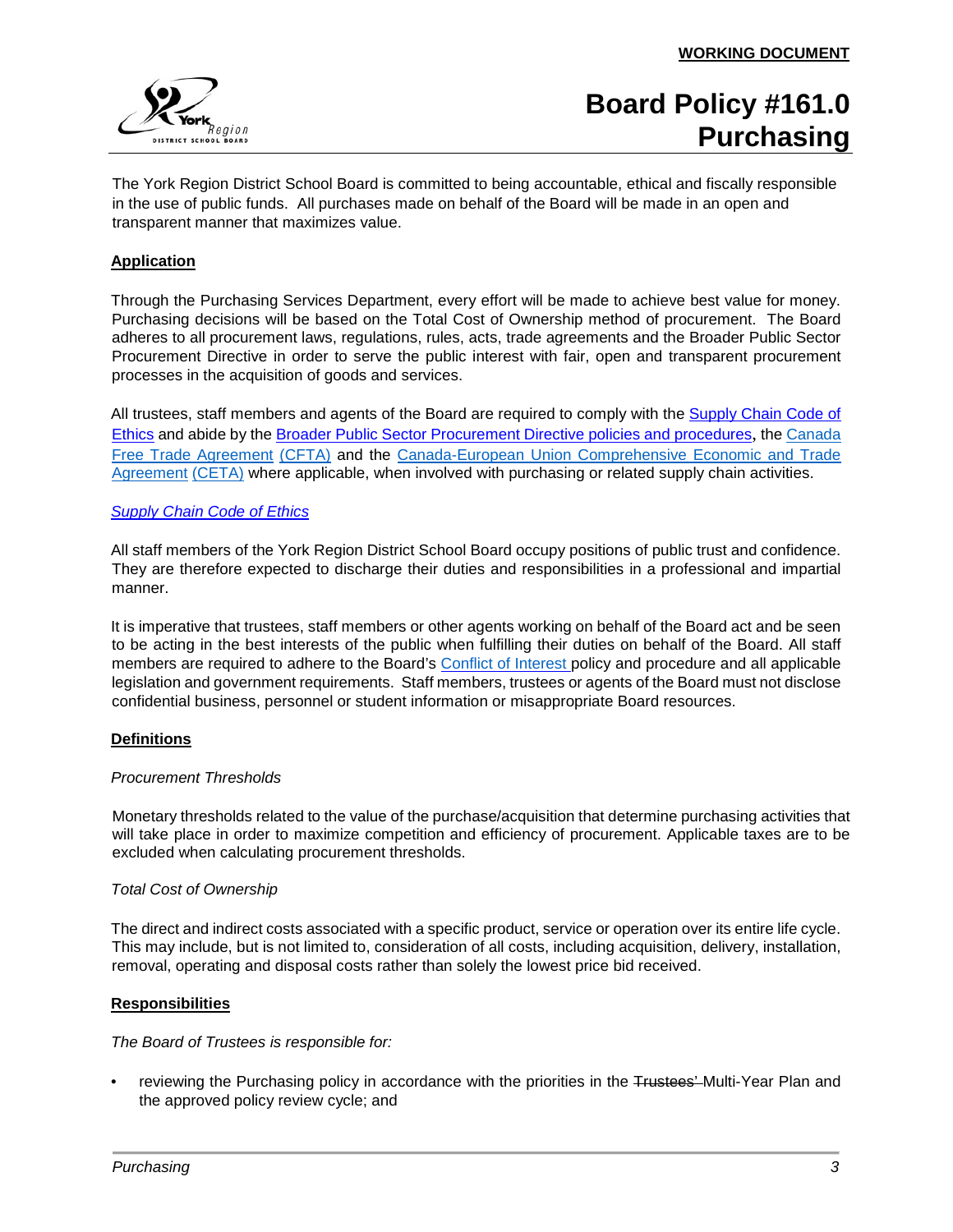**WORKING DOCUMENT**

# Board Policy #161.0 Purchasing

The York Region District School Board is committed to being accountable, ethical and fiscally responsible in the use of public funds. All purchases made on behalf of the Board will be made in an open and transparent manner that maximizes value.

## Application

Through the Purchasing Services Department, every effort will be made to achieve best value for money. Purchasing decisions will be based on the Total Cost of Ownership method of procurement. The Board adheres to all procurement laws, regulations, rules, acts, trade agreements and the Broader Public Sector Procurement Directive in order to serve the public interest with fair, open and transparent procurement processes in the acquisition of goods and services.

All trustees, staff members and agents of the Board are required to comply with the Supply Chain Code of Ethics and abide by the Broader Public Sector Procurement Directive policies and procedures, the Canada Free Trade Agreement (CFTA) and the Canada-European Union Comprehensive Economic and Trade Agreement (CETA) where applicable, when involved with purchasing or related supply chain activities.

*Supply Chain Code of Ethics*

All staff members of the York Region District School Board occupy positions of public trust and confidence. They are therefore expected to discharge their duties and responsibilities in a professional and impartial manner.

It is imperative that trustees, staff members or other agents working on behalf of the Board act and be seen to be acting in the best interests of the public when fulfilling their duties on behalf of the Board. All staff members are required to adhere to the Board's Conflict of Interest policy and procedure and all applicable legislation and government requirements. Staff members, trustees or agents of the Board must not disclose confidential business, personnel or student information or misappropriate Board resources.

## Definitions

*Procurement Thresholds*

Monetary thresholds related to the value of the purchase/acquisition that determine purchasing activities that will take place in order to maximize competition and efficiency of procurement. Applicable taxes are to be excluded when calculating procurement thresholds.

*Total Cost of Ownership*

The direct and indirect costs associated with a specific product, service or operation over its entire life cycle. This may include, but is not limited to, consideration of all costs, including acquisition, delivery, installation, removal, operating and disposal costs rather than solely the lowest price bid received.

## Responsibilities

*The Board of Trustees is responsible for:*

- reviewing the Purchasing policy in accordance with the priorities in the ~~Trustees'~~ Multi-Year Plan and the approved policy review cycle; and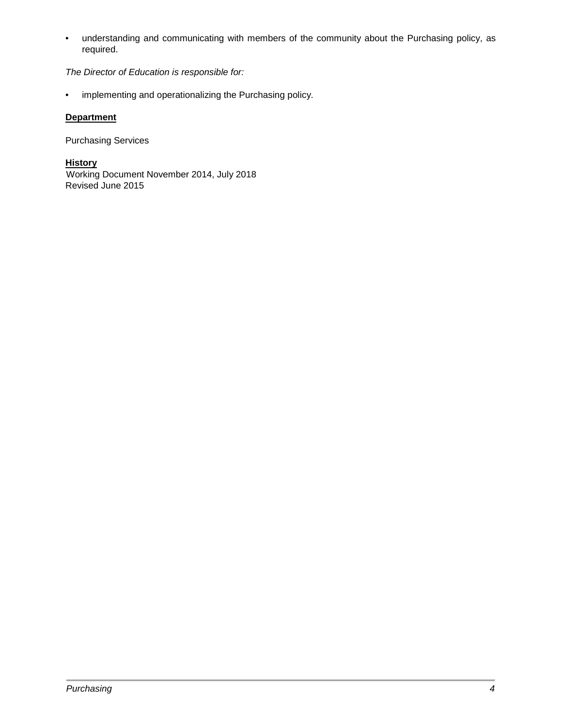- understanding and communicating with members of the community about the Purchasing policy, as required.

*The Director of Education is responsible for:*

- implementing and operationalizing the Purchasing policy.

**Department**

Purchasing Services

**History**

Working Document November 2014, July 2018
Revised June 2015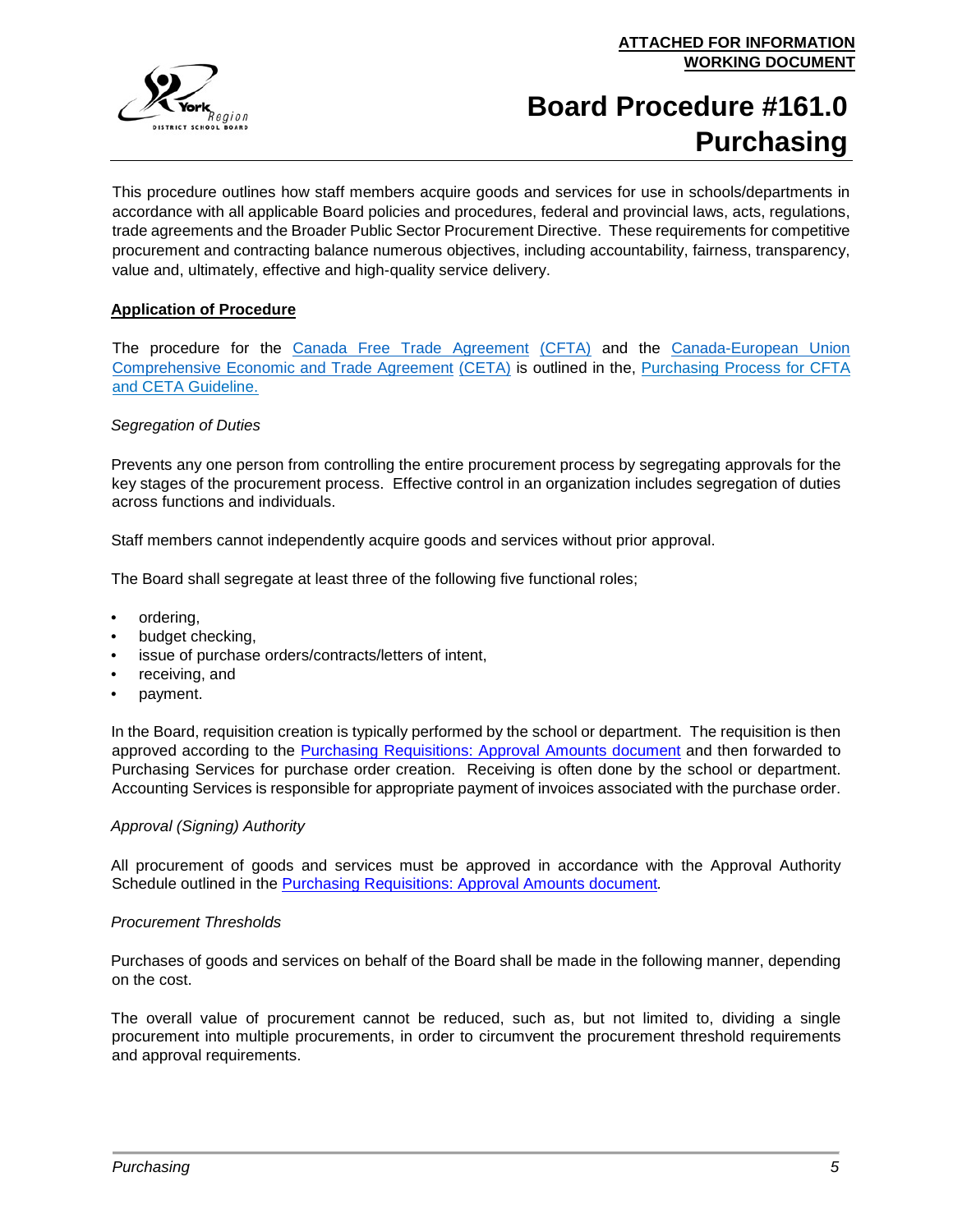**ATTACHED FOR INFORMATION**
**WORKING DOCUMENT**

# Board Procedure #161.0 Purchasing

This procedure outlines how staff members acquire goods and services for use in schools/departments in accordance with all applicable Board policies and procedures, federal and provincial laws, acts, regulations, trade agreements and the Broader Public Sector Procurement Directive. These requirements for competitive procurement and contracting balance numerous objectives, including accountability, fairness, transparency, value and, ultimately, effective and high-quality service delivery.

## Application of Procedure

The procedure for the Canada Free Trade Agreement (CFTA) and the Canada-European Union Comprehensive Economic and Trade Agreement (CETA) is outlined in the, Purchasing Process for CFTA and CETA Guideline.

*Segregation of Duties*

Prevents any one person from controlling the entire procurement process by segregating approvals for the key stages of the procurement process. Effective control in an organization includes segregation of duties across functions and individuals.

Staff members cannot independently acquire goods and services without prior approval.

The Board shall segregate at least three of the following five functional roles;

- ordering,
- budget checking,
- issue of purchase orders/contracts/letters of intent,
- receiving, and
- payment.

In the Board, requisition creation is typically performed by the school or department. The requisition is then approved according to the Purchasing Requisitions: Approval Amounts document and then forwarded to Purchasing Services for purchase order creation. Receiving is often done by the school or department. Accounting Services is responsible for appropriate payment of invoices associated with the purchase order.

*Approval (Signing) Authority*

All procurement of goods and services must be approved in accordance with the Approval Authority Schedule outlined in the Purchasing Requisitions: Approval Amounts document.

*Procurement Thresholds*

Purchases of goods and services on behalf of the Board shall be made in the following manner, depending on the cost.

The overall value of procurement cannot be reduced, such as, but not limited to, dividing a single procurement into multiple procurements, in order to circumvent the procurement threshold requirements and approval requirements.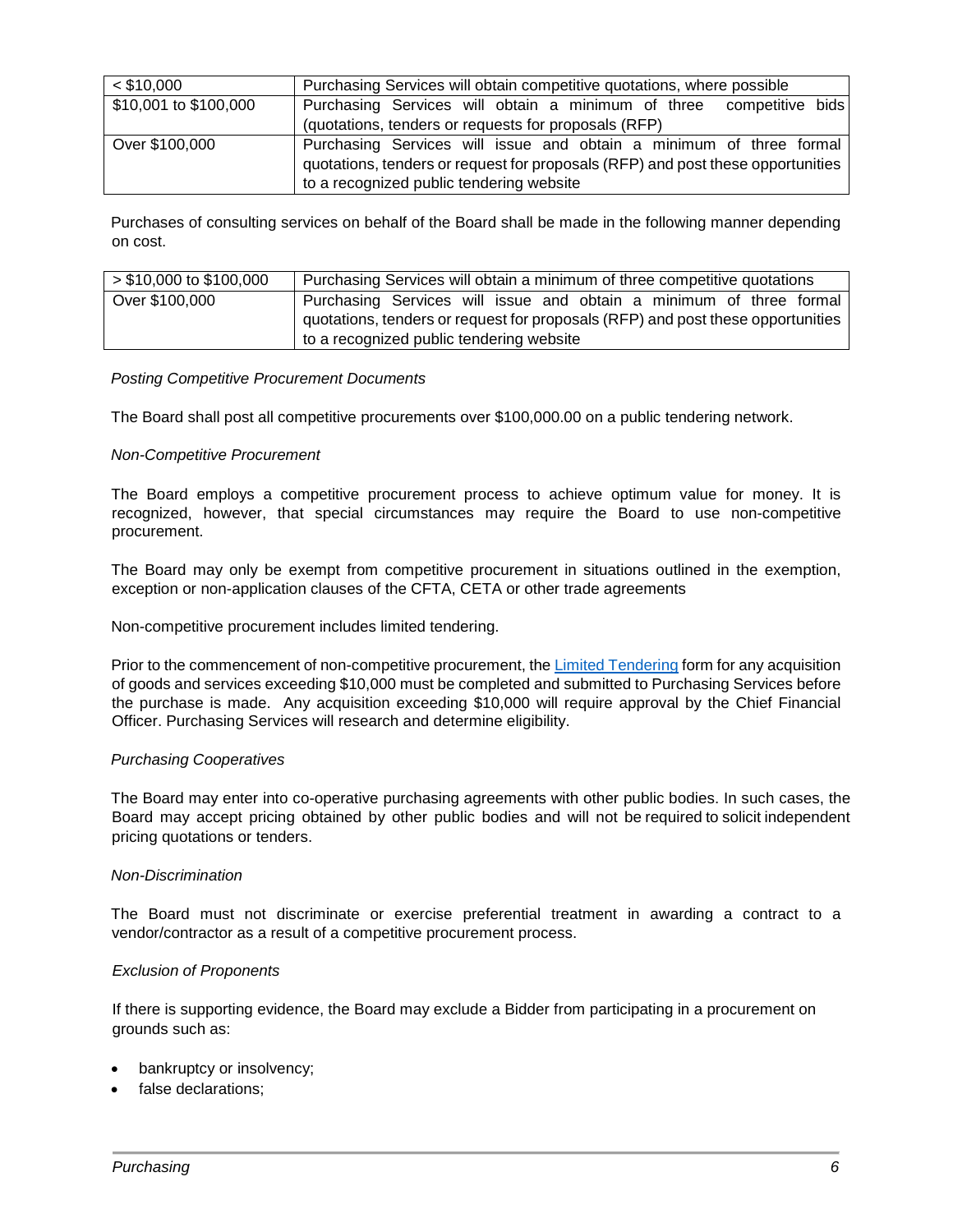| < $10,000 | Purchasing Services will obtain competitive quotations, where possible |
|---|---|
| $10,001 to $100,000 | Purchasing Services will obtain a minimum of three competitive bids (quotations, tenders or requests for proposals (RFP) |
| Over $100,000 | Purchasing Services will issue and obtain a minimum of three formal quotations, tenders or request for proposals (RFP) and post these opportunities to a recognized public tendering website |

Purchases of consulting services on behalf of the Board shall be made in the following manner depending on cost.

| > $10,000 to $100,000 | Purchasing Services will obtain a minimum of three competitive quotations |
|---|---|
| Over $100,000 | Purchasing Services will issue and obtain a minimum of three formal quotations, tenders or request for proposals (RFP) and post these opportunities to a recognized public tendering website |

*Posting Competitive Procurement Documents*

The Board shall post all competitive procurements over $100,000.00 on a public tendering network.

*Non-Competitive Procurement*

The Board employs a competitive procurement process to achieve optimum value for money. It is recognized, however, that special circumstances may require the Board to use non-competitive procurement.

The Board may only be exempt from competitive procurement in situations outlined in the exemption, exception or non-application clauses of the CFTA, CETA or other trade agreements

Non-competitive procurement includes limited tendering.

Prior to the commencement of non-competitive procurement, the Limited Tendering form for any acquisition of goods and services exceeding $10,000 must be completed and submitted to Purchasing Services before the purchase is made. Any acquisition exceeding $10,000 will require approval by the Chief Financial Officer. Purchasing Services will research and determine eligibility.

*Purchasing Cooperatives*

The Board may enter into co-operative purchasing agreements with other public bodies. In such cases, the Board may accept pricing obtained by other public bodies and will not be required to solicit independent pricing quotations or tenders.

*Non-Discrimination*

The Board must not discriminate or exercise preferential treatment in awarding a contract to a vendor/contractor as a result of a competitive procurement process.

*Exclusion of Proponents*

If there is supporting evidence, the Board may exclude a Bidder from participating in a procurement on grounds such as:

- bankruptcy or insolvency;
- false declarations;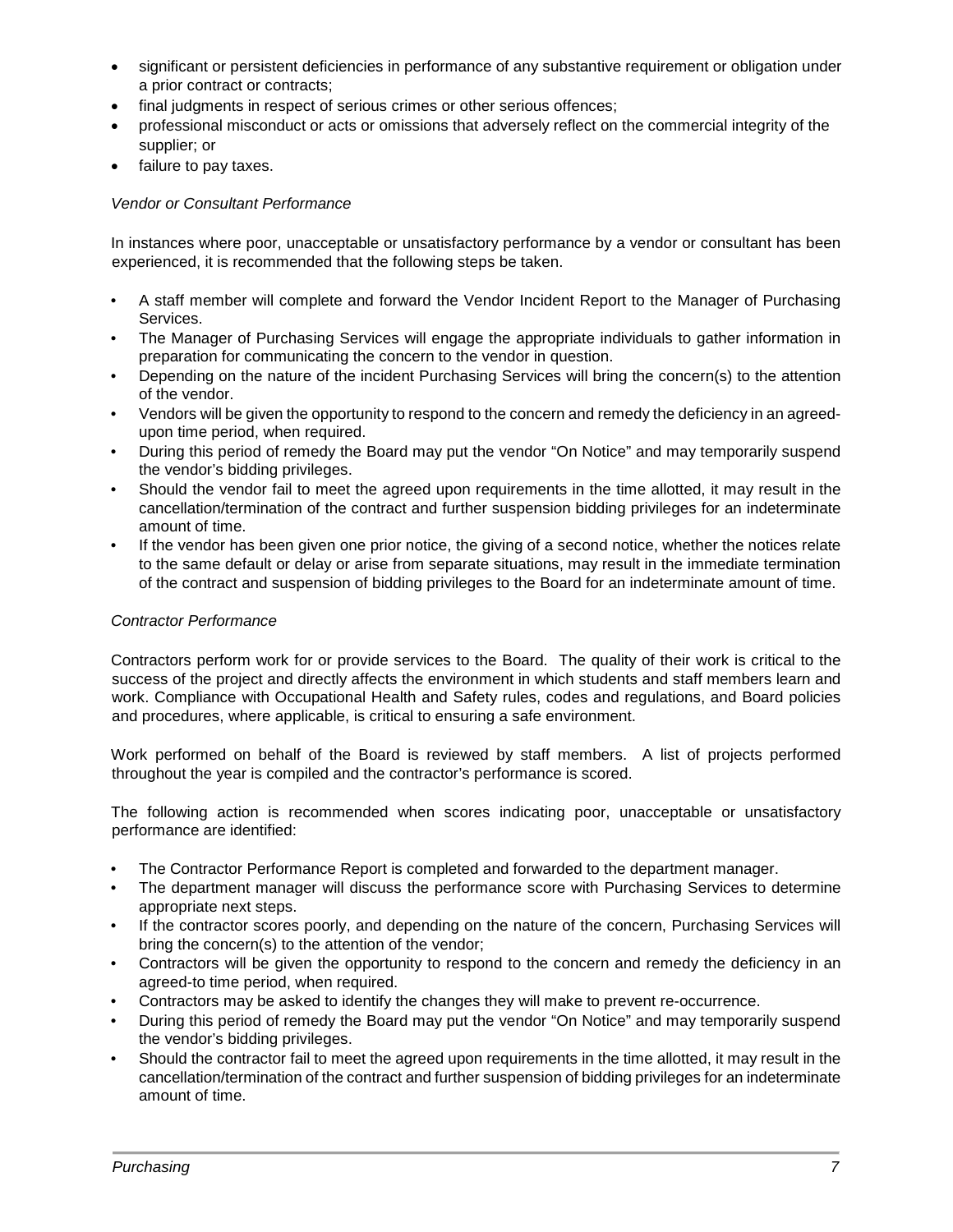- significant or persistent deficiencies in performance of any substantive requirement or obligation under a prior contract or contracts;
- final judgments in respect of serious crimes or other serious offences;
- professional misconduct or acts or omissions that adversely reflect on the commercial integrity of the supplier; or
- failure to pay taxes.

*Vendor or Consultant Performance*

In instances where poor, unacceptable or unsatisfactory performance by a vendor or consultant has been experienced, it is recommended that the following steps be taken.

- A staff member will complete and forward the Vendor Incident Report to the Manager of Purchasing Services.
- The Manager of Purchasing Services will engage the appropriate individuals to gather information in preparation for communicating the concern to the vendor in question.
- Depending on the nature of the incident Purchasing Services will bring the concern(s) to the attention of the vendor.
- Vendors will be given the opportunity to respond to the concern and remedy the deficiency in an agreed-upon time period, when required.
- During this period of remedy the Board may put the vendor "On Notice" and may temporarily suspend the vendor's bidding privileges.
- Should the vendor fail to meet the agreed upon requirements in the time allotted, it may result in the cancellation/termination of the contract and further suspension bidding privileges for an indeterminate amount of time.
- If the vendor has been given one prior notice, the giving of a second notice, whether the notices relate to the same default or delay or arise from separate situations, may result in the immediate termination of the contract and suspension of bidding privileges to the Board for an indeterminate amount of time.

*Contractor Performance*

Contractors perform work for or provide services to the Board. The quality of their work is critical to the success of the project and directly affects the environment in which students and staff members learn and work. Compliance with Occupational Health and Safety rules, codes and regulations, and Board policies and procedures, where applicable, is critical to ensuring a safe environment.

Work performed on behalf of the Board is reviewed by staff members. A list of projects performed throughout the year is compiled and the contractor's performance is scored.

The following action is recommended when scores indicating poor, unacceptable or unsatisfactory performance are identified:

- The Contractor Performance Report is completed and forwarded to the department manager.
- The department manager will discuss the performance score with Purchasing Services to determine appropriate next steps.
- If the contractor scores poorly, and depending on the nature of the concern, Purchasing Services will bring the concern(s) to the attention of the vendor;
- Contractors will be given the opportunity to respond to the concern and remedy the deficiency in an agreed-to time period, when required.
- Contractors may be asked to identify the changes they will make to prevent re-occurrence.
- During this period of remedy the Board may put the vendor "On Notice" and may temporarily suspend the vendor's bidding privileges.
- Should the contractor fail to meet the agreed upon requirements in the time allotted, it may result in the cancellation/termination of the contract and further suspension of bidding privileges for an indeterminate amount of time.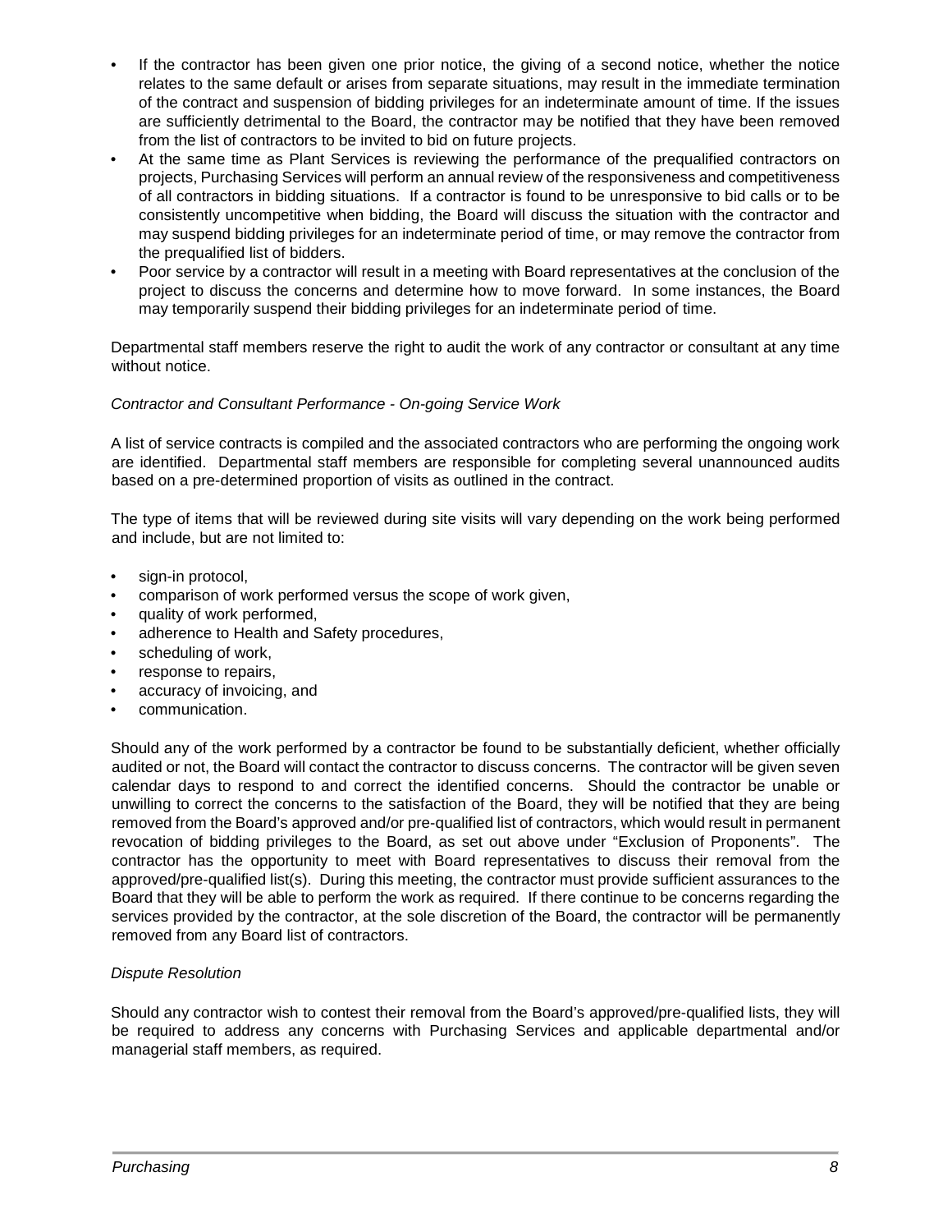- If the contractor has been given one prior notice, the giving of a second notice, whether the notice relates to the same default or arises from separate situations, may result in the immediate termination of the contract and suspension of bidding privileges for an indeterminate amount of time. If the issues are sufficiently detrimental to the Board, the contractor may be notified that they have been removed from the list of contractors to be invited to bid on future projects.
- At the same time as Plant Services is reviewing the performance of the prequalified contractors on projects, Purchasing Services will perform an annual review of the responsiveness and competitiveness of all contractors in bidding situations. If a contractor is found to be unresponsive to bid calls or to be consistently uncompetitive when bidding, the Board will discuss the situation with the contractor and may suspend bidding privileges for an indeterminate period of time, or may remove the contractor from the prequalified list of bidders.
- Poor service by a contractor will result in a meeting with Board representatives at the conclusion of the project to discuss the concerns and determine how to move forward. In some instances, the Board may temporarily suspend their bidding privileges for an indeterminate period of time.

Departmental staff members reserve the right to audit the work of any contractor or consultant at any time without notice.

*Contractor and Consultant Performance - On-going Service Work*

A list of service contracts is compiled and the associated contractors who are performing the ongoing work are identified. Departmental staff members are responsible for completing several unannounced audits based on a pre-determined proportion of visits as outlined in the contract.

The type of items that will be reviewed during site visits will vary depending on the work being performed and include, but are not limited to:

- sign-in protocol,
- comparison of work performed versus the scope of work given,
- quality of work performed,
- adherence to Health and Safety procedures,
- scheduling of work,
- response to repairs,
- accuracy of invoicing, and
- communication.

Should any of the work performed by a contractor be found to be substantially deficient, whether officially audited or not, the Board will contact the contractor to discuss concerns. The contractor will be given seven calendar days to respond to and correct the identified concerns. Should the contractor be unable or unwilling to correct the concerns to the satisfaction of the Board, they will be notified that they are being removed from the Board's approved and/or pre-qualified list of contractors, which would result in permanent revocation of bidding privileges to the Board, as set out above under "Exclusion of Proponents". The contractor has the opportunity to meet with Board representatives to discuss their removal from the approved/pre-qualified list(s). During this meeting, the contractor must provide sufficient assurances to the Board that they will be able to perform the work as required. If there continue to be concerns regarding the services provided by the contractor, at the sole discretion of the Board, the contractor will be permanently removed from any Board list of contractors.

*Dispute Resolution*

Should any contractor wish to contest their removal from the Board's approved/pre-qualified lists, they will be required to address any concerns with Purchasing Services and applicable departmental and/or managerial staff members, as required.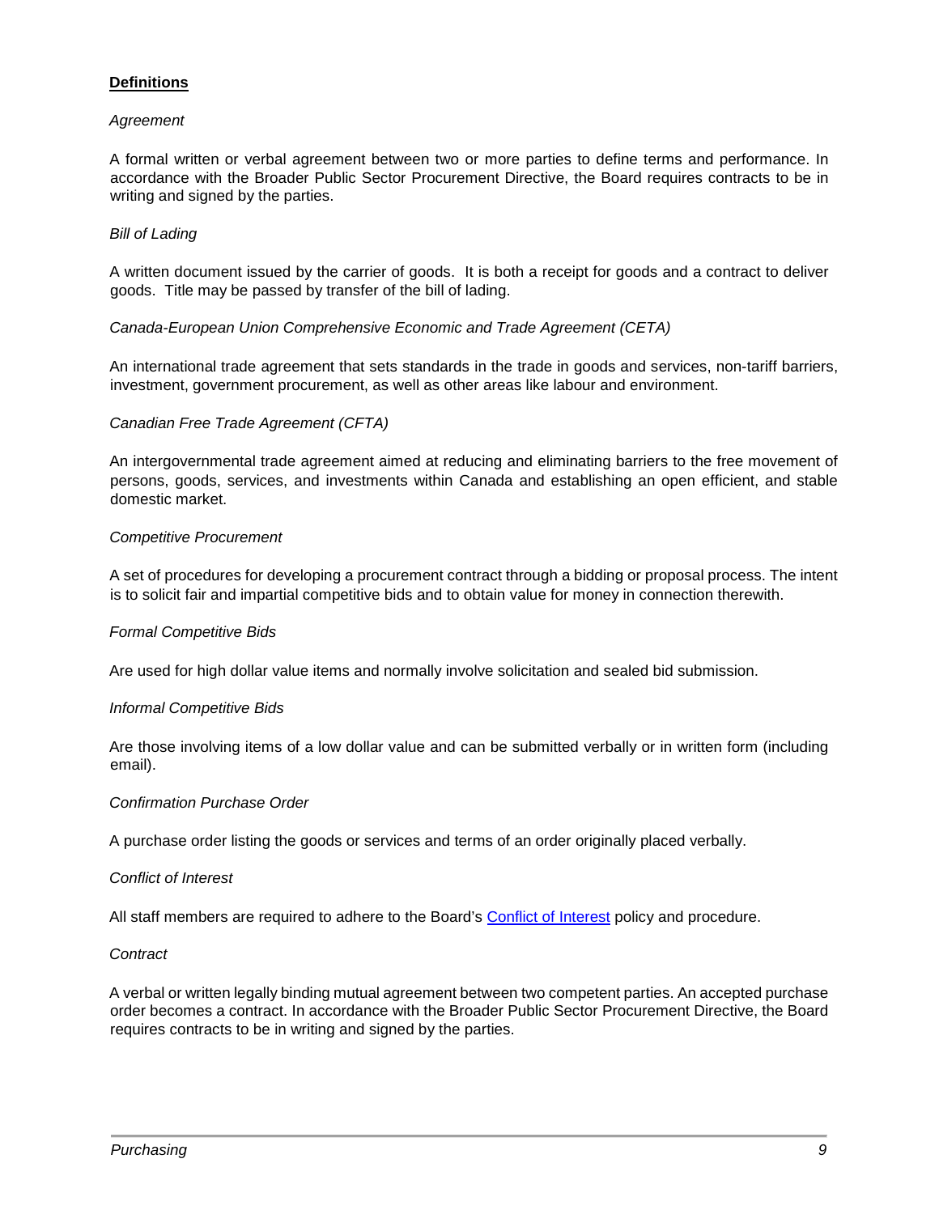## Definitions

*Agreement*

A formal written or verbal agreement between two or more parties to define terms and performance. In accordance with the Broader Public Sector Procurement Directive, the Board requires contracts to be in writing and signed by the parties.

*Bill of Lading*

A written document issued by the carrier of goods. It is both a receipt for goods and a contract to deliver goods. Title may be passed by transfer of the bill of lading.

*Canada-European Union Comprehensive Economic and Trade Agreement (CETA)*

An international trade agreement that sets standards in the trade in goods and services, non-tariff barriers, investment, government procurement, as well as other areas like labour and environment.

*Canadian Free Trade Agreement (CFTA)*

An intergovernmental trade agreement aimed at reducing and eliminating barriers to the free movement of persons, goods, services, and investments within Canada and establishing an open efficient, and stable domestic market.

*Competitive Procurement*

A set of procedures for developing a procurement contract through a bidding or proposal process. The intent is to solicit fair and impartial competitive bids and to obtain value for money in connection therewith.

*Formal Competitive Bids*

Are used for high dollar value items and normally involve solicitation and sealed bid submission.

*Informal Competitive Bids*

Are those involving items of a low dollar value and can be submitted verbally or in written form (including email).

*Confirmation Purchase Order*

A purchase order listing the goods or services and terms of an order originally placed verbally.

*Conflict of Interest*

All staff members are required to adhere to the Board's Conflict of Interest policy and procedure.

*Contract*

A verbal or written legally binding mutual agreement between two competent parties. An accepted purchase order becomes a contract. In accordance with the Broader Public Sector Procurement Directive, the Board requires contracts to be in writing and signed by the parties.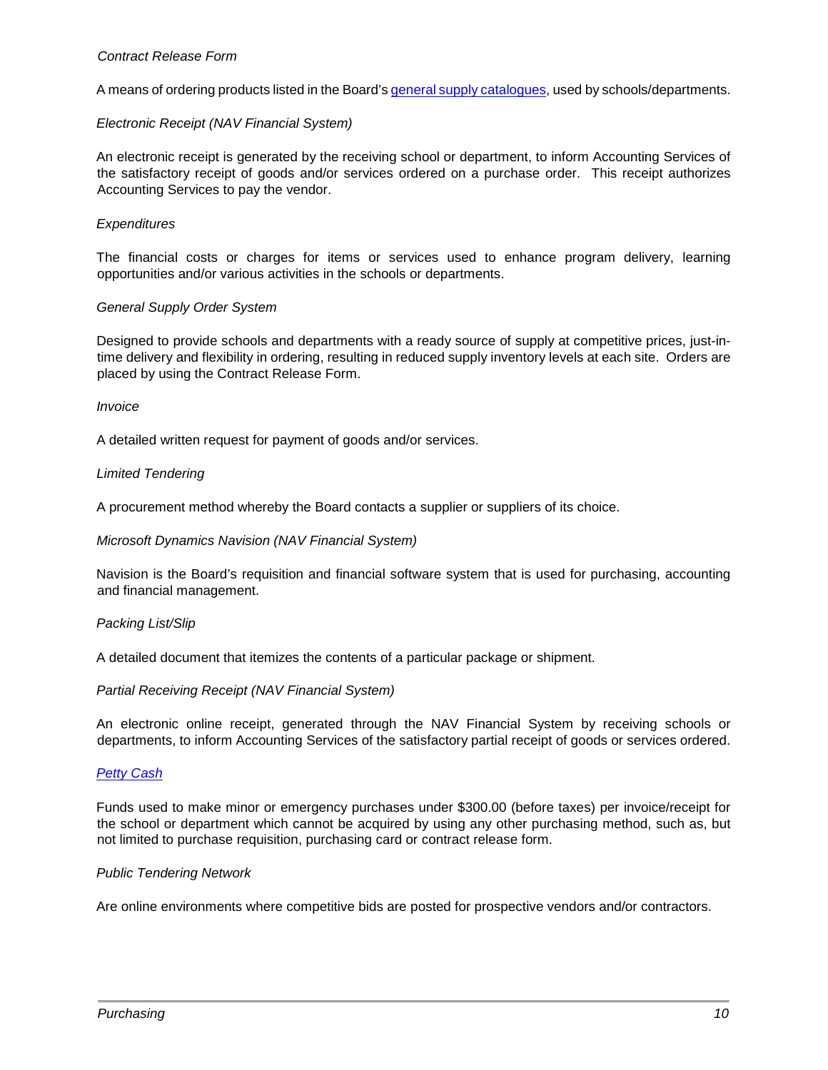*Contract Release Form*

A means of ordering products listed in the Board's general supply catalogues, used by schools/departments.

*Electronic Receipt (NAV Financial System)*

An electronic receipt is generated by the receiving school or department, to inform Accounting Services of the satisfactory receipt of goods and/or services ordered on a purchase order. This receipt authorizes Accounting Services to pay the vendor.

*Expenditures*

The financial costs or charges for items or services used to enhance program delivery, learning opportunities and/or various activities in the schools or departments.

*General Supply Order System*

Designed to provide schools and departments with a ready source of supply at competitive prices, just-in-time delivery and flexibility in ordering, resulting in reduced supply inventory levels at each site. Orders are placed by using the Contract Release Form.

*Invoice*

A detailed written request for payment of goods and/or services.

*Limited Tendering*

A procurement method whereby the Board contacts a supplier or suppliers of its choice.

*Microsoft Dynamics Navision (NAV Financial System)*

Navision is the Board's requisition and financial software system that is used for purchasing, accounting and financial management.

*Packing List/Slip*

A detailed document that itemizes the contents of a particular package or shipment.

*Partial Receiving Receipt (NAV Financial System)*

An electronic online receipt, generated through the NAV Financial System by receiving schools or departments, to inform Accounting Services of the satisfactory partial receipt of goods or services ordered.

*Petty Cash*

Funds used to make minor or emergency purchases under $300.00 (before taxes) per invoice/receipt for the school or department which cannot be acquired by using any other purchasing method, such as, but not limited to purchase requisition, purchasing card or contract release form.

*Public Tendering Network*

Are online environments where competitive bids are posted for prospective vendors and/or contractors.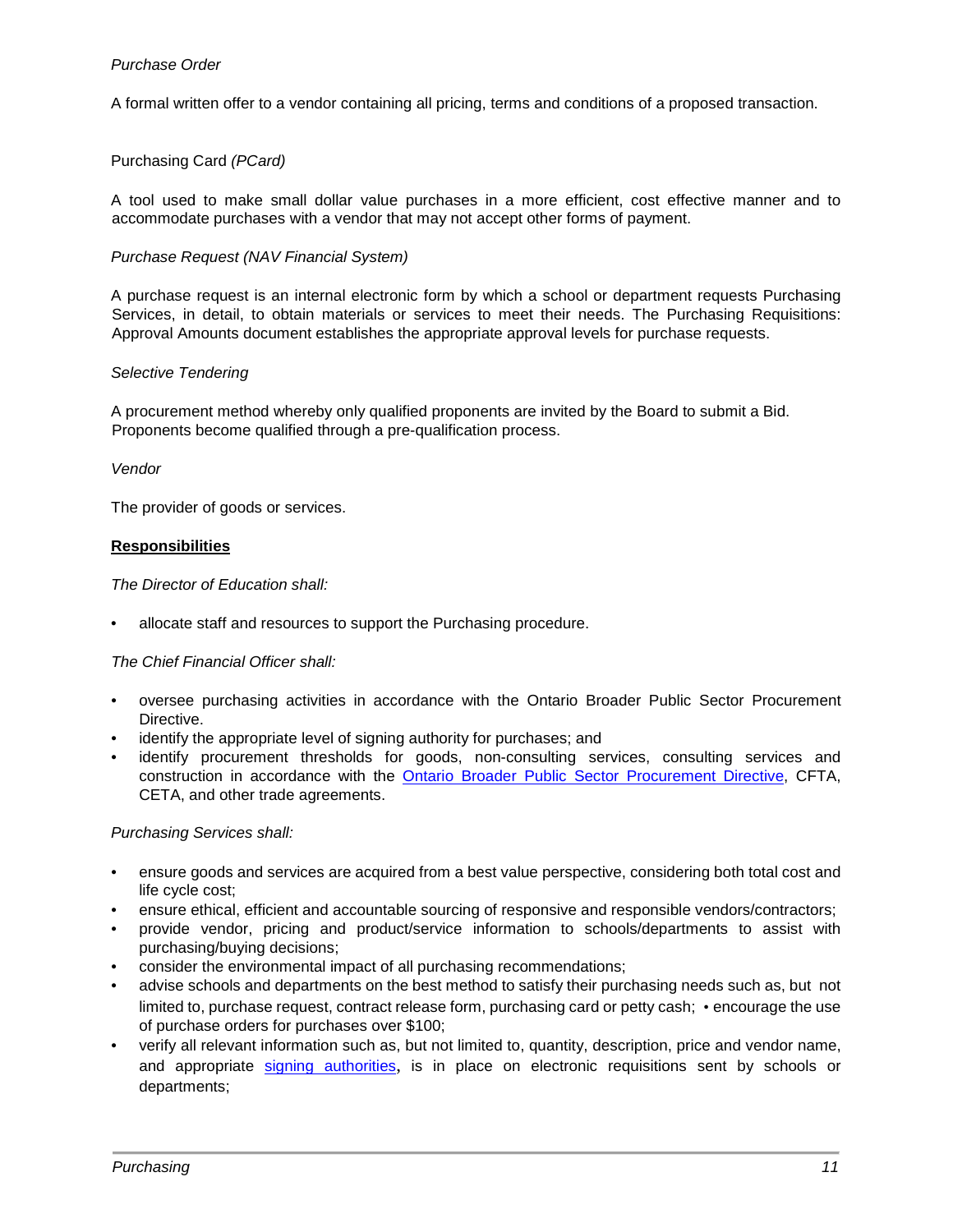*Purchase Order*

A formal written offer to a vendor containing all pricing, terms and conditions of a proposed transaction.

Purchasing Card *(PCard)*

A tool used to make small dollar value purchases in a more efficient, cost effective manner and to accommodate purchases with a vendor that may not accept other forms of payment.

*Purchase Request (NAV Financial System)*

A purchase request is an internal electronic form by which a school or department requests Purchasing Services, in detail, to obtain materials or services to meet their needs. The Purchasing Requisitions: Approval Amounts document establishes the appropriate approval levels for purchase requests.

*Selective Tendering*

A procurement method whereby only qualified proponents are invited by the Board to submit a Bid. Proponents become qualified through a pre-qualification process.

*Vendor*

The provider of goods or services.

**Responsibilities**

*The Director of Education shall:*

- allocate staff and resources to support the Purchasing procedure.

*The Chief Financial Officer shall:*

- oversee purchasing activities in accordance with the Ontario Broader Public Sector Procurement Directive.
- identify the appropriate level of signing authority for purchases; and
- identify procurement thresholds for goods, non-consulting services, consulting services and construction in accordance with the Ontario Broader Public Sector Procurement Directive, CFTA, CETA, and other trade agreements.

*Purchasing Services shall:*

- ensure goods and services are acquired from a best value perspective, considering both total cost and life cycle cost;
- ensure ethical, efficient and accountable sourcing of responsive and responsible vendors/contractors;
- provide vendor, pricing and product/service information to schools/departments to assist with purchasing/buying decisions;
- consider the environmental impact of all purchasing recommendations;
- advise schools and departments on the best method to satisfy their purchasing needs such as, but not limited to, purchase request, contract release form, purchasing card or petty cash;
- encourage the use of purchase orders for purchases over $100;
- verify all relevant information such as, but not limited to, quantity, description, price and vendor name, and appropriate signing authorities, is in place on electronic requisitions sent by schools or departments;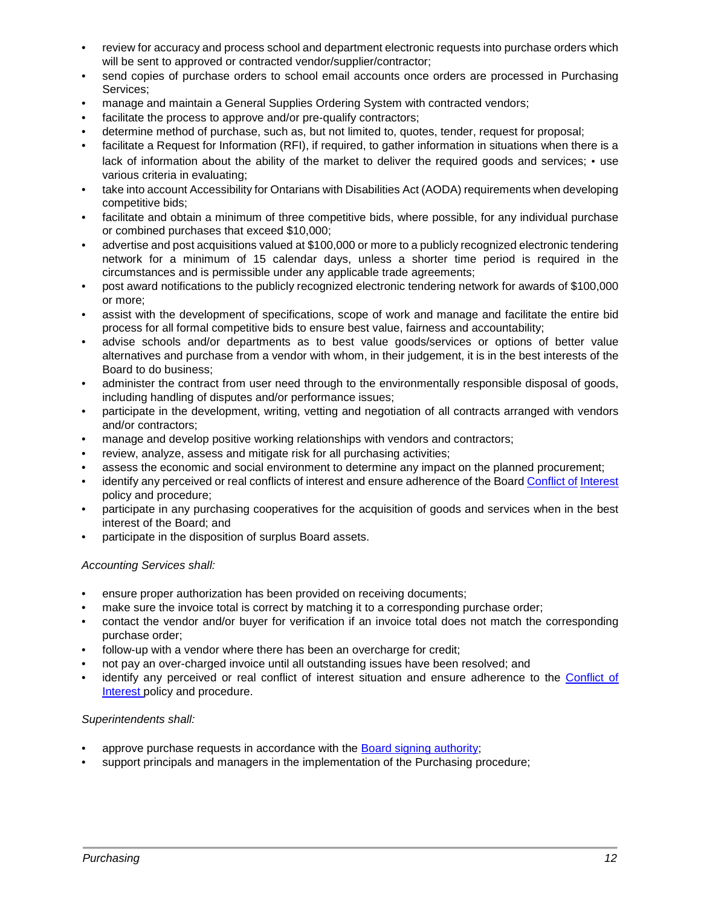- review for accuracy and process school and department electronic requests into purchase orders which will be sent to approved or contracted vendor/supplier/contractor;
- send copies of purchase orders to school email accounts once orders are processed in Purchasing Services;
- manage and maintain a General Supplies Ordering System with contracted vendors;
- facilitate the process to approve and/or pre-qualify contractors;
- determine method of purchase, such as, but not limited to, quotes, tender, request for proposal;
- facilitate a Request for Information (RFI), if required, to gather information in situations when there is a lack of information about the ability of the market to deliver the required goods and services; • use various criteria in evaluating;
- take into account Accessibility for Ontarians with Disabilities Act (AODA) requirements when developing competitive bids;
- facilitate and obtain a minimum of three competitive bids, where possible, for any individual purchase or combined purchases that exceed $10,000;
- advertise and post acquisitions valued at $100,000 or more to a publicly recognized electronic tendering network for a minimum of 15 calendar days, unless a shorter time period is required in the circumstances and is permissible under any applicable trade agreements;
- post award notifications to the publicly recognized electronic tendering network for awards of $100,000 or more;
- assist with the development of specifications, scope of work and manage and facilitate the entire bid process for all formal competitive bids to ensure best value, fairness and accountability;
- advise schools and/or departments as to best value goods/services or options of better value alternatives and purchase from a vendor with whom, in their judgement, it is in the best interests of the Board to do business;
- administer the contract from user need through to the environmentally responsible disposal of goods, including handling of disputes and/or performance issues;
- participate in the development, writing, vetting and negotiation of all contracts arranged with vendors and/or contractors;
- manage and develop positive working relationships with vendors and contractors;
- review, analyze, assess and mitigate risk for all purchasing activities;
- assess the economic and social environment to determine any impact on the planned procurement;
- identify any perceived or real conflicts of interest and ensure adherence of the Board Conflict of Interest policy and procedure;
- participate in any purchasing cooperatives for the acquisition of goods and services when in the best interest of the Board; and
- participate in the disposition of surplus Board assets.

*Accounting Services shall:*

- ensure proper authorization has been provided on receiving documents;
- make sure the invoice total is correct by matching it to a corresponding purchase order;
- contact the vendor and/or buyer for verification if an invoice total does not match the corresponding purchase order;
- follow-up with a vendor where there has been an overcharge for credit;
- not pay an over-charged invoice until all outstanding issues have been resolved; and
- identify any perceived or real conflict of interest situation and ensure adherence to the Conflict of Interest policy and procedure.

*Superintendents shall:*

- approve purchase requests in accordance with the Board signing authority;
- support principals and managers in the implementation of the Purchasing procedure;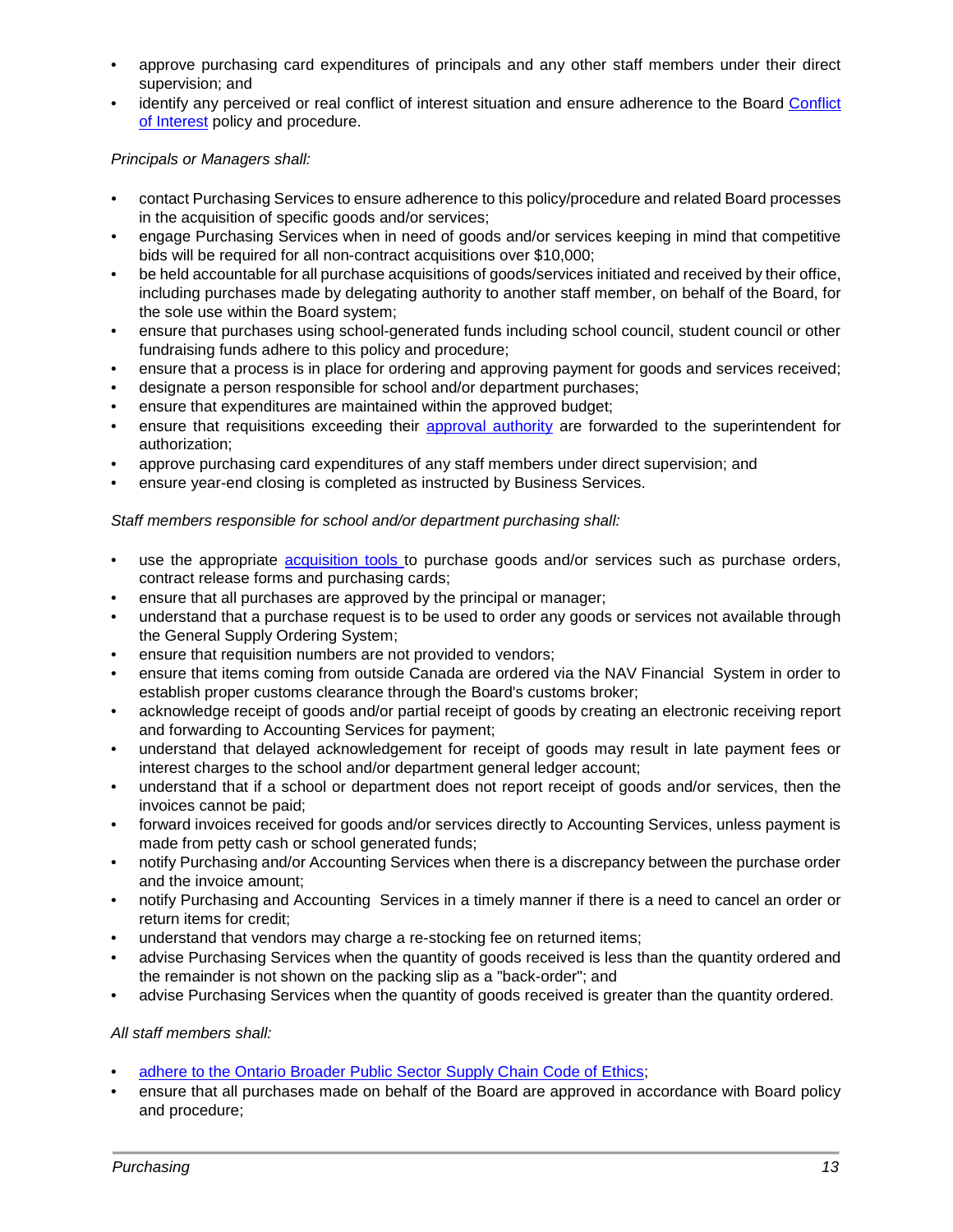- approve purchasing card expenditures of principals and any other staff members under their direct supervision; and
- identify any perceived or real conflict of interest situation and ensure adherence to the Board [Conflict of Interest]() policy and procedure.

*Principals or Managers shall:*

- contact Purchasing Services to ensure adherence to this policy/procedure and related Board processes in the acquisition of specific goods and/or services;
- engage Purchasing Services when in need of goods and/or services keeping in mind that competitive bids will be required for all non-contract acquisitions over $10,000;
- be held accountable for all purchase acquisitions of goods/services initiated and received by their office, including purchases made by delegating authority to another staff member, on behalf of the Board, for the sole use within the Board system;
- ensure that purchases using school-generated funds including school council, student council or other fundraising funds adhere to this policy and procedure;
- ensure that a process is in place for ordering and approving payment for goods and services received;
- designate a person responsible for school and/or department purchases;
- ensure that expenditures are maintained within the approved budget;
- ensure that requisitions exceeding their [approval authority]() are forwarded to the superintendent for authorization;
- approve purchasing card expenditures of any staff members under direct supervision; and
- ensure year-end closing is completed as instructed by Business Services.

*Staff members responsible for school and/or department purchasing shall:*

- use the appropriate [acquisition tools]() to purchase goods and/or services such as purchase orders, contract release forms and purchasing cards;
- ensure that all purchases are approved by the principal or manager;
- understand that a purchase request is to be used to order any goods or services not available through the General Supply Ordering System;
- ensure that requisition numbers are not provided to vendors;
- ensure that items coming from outside Canada are ordered via the NAV Financial System in order to establish proper customs clearance through the Board's customs broker;
- acknowledge receipt of goods and/or partial receipt of goods by creating an electronic receiving report and forwarding to Accounting Services for payment;
- understand that delayed acknowledgement for receipt of goods may result in late payment fees or interest charges to the school and/or department general ledger account;
- understand that if a school or department does not report receipt of goods and/or services, then the invoices cannot be paid;
- forward invoices received for goods and/or services directly to Accounting Services, unless payment is made from petty cash or school generated funds;
- notify Purchasing and/or Accounting Services when there is a discrepancy between the purchase order and the invoice amount;
- notify Purchasing and Accounting Services in a timely manner if there is a need to cancel an order or return items for credit;
- understand that vendors may charge a re-stocking fee on returned items;
- advise Purchasing Services when the quantity of goods received is less than the quantity ordered and the remainder is not shown on the packing slip as a "back-order"; and
- advise Purchasing Services when the quantity of goods received is greater than the quantity ordered.

*All staff members shall:*

- [adhere to the Ontario Broader Public Sector Supply Chain Code of Ethics]();
- ensure that all purchases made on behalf of the Board are approved in accordance with Board policy and procedure;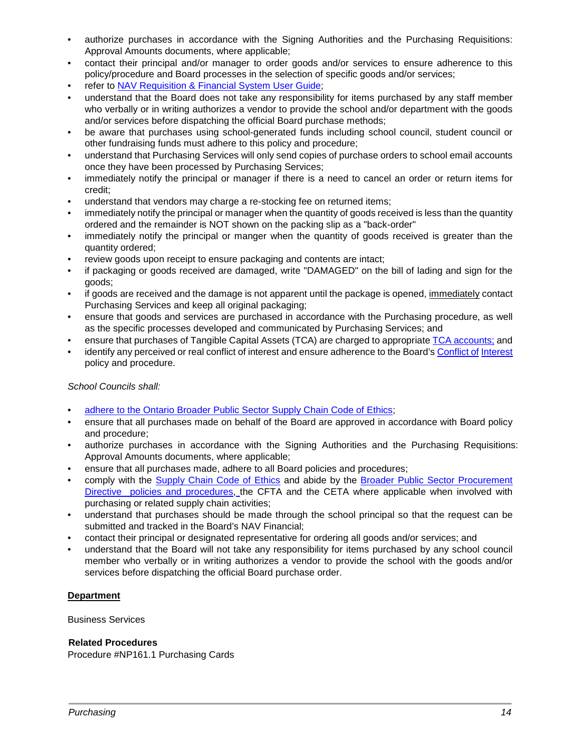- authorize purchases in accordance with the Signing Authorities and the Purchasing Requisitions: Approval Amounts documents, where applicable;
- contact their principal and/or manager to order goods and/or services to ensure adherence to this policy/procedure and Board processes in the selection of specific goods and/or services;
- refer to NAV Requisition & Financial System User Guide;
- understand that the Board does not take any responsibility for items purchased by any staff member who verbally or in writing authorizes a vendor to provide the school and/or department with the goods and/or services before dispatching the official Board purchase methods;
- be aware that purchases using school-generated funds including school council, student council or other fundraising funds must adhere to this policy and procedure;
- understand that Purchasing Services will only send copies of purchase orders to school email accounts once they have been processed by Purchasing Services;
- immediately notify the principal or manager if there is a need to cancel an order or return items for credit;
- understand that vendors may charge a re-stocking fee on returned items;
- immediately notify the principal or manager when the quantity of goods received is less than the quantity ordered and the remainder is NOT shown on the packing slip as a "back-order"
- immediately notify the principal or manger when the quantity of goods received is greater than the quantity ordered;
- review goods upon receipt to ensure packaging and contents are intact;
- if packaging or goods received are damaged, write "DAMAGED" on the bill of lading and sign for the goods;
- if goods are received and the damage is not apparent until the package is opened, immediately contact Purchasing Services and keep all original packaging;
- ensure that goods and services are purchased in accordance with the Purchasing procedure, as well as the specific processes developed and communicated by Purchasing Services; and
- ensure that purchases of Tangible Capital Assets (TCA) are charged to appropriate TCA accounts; and
- identify any perceived or real conflict of interest and ensure adherence to the Board's Conflict of Interest policy and procedure.

*School Councils shall:*

- adhere to the Ontario Broader Public Sector Supply Chain Code of Ethics;
- ensure that all purchases made on behalf of the Board are approved in accordance with Board policy and procedure;
- authorize purchases in accordance with the Signing Authorities and the Purchasing Requisitions: Approval Amounts documents, where applicable;
- ensure that all purchases made, adhere to all Board policies and procedures;
- comply with the Supply Chain Code of Ethics and abide by the Broader Public Sector Procurement Directive policies and procedures, the CFTA and the CETA where applicable when involved with purchasing or related supply chain activities;
- understand that purchases should be made through the school principal so that the request can be submitted and tracked in the Board's NAV Financial;
- contact their principal or designated representative for ordering all goods and/or services; and
- understand that the Board will not take any responsibility for items purchased by any school council member who verbally or in writing authorizes a vendor to provide the school with the goods and/or services before dispatching the official Board purchase order.

## Department

Business Services

**Related Procedures**
Procedure #NP161.1 Purchasing Cards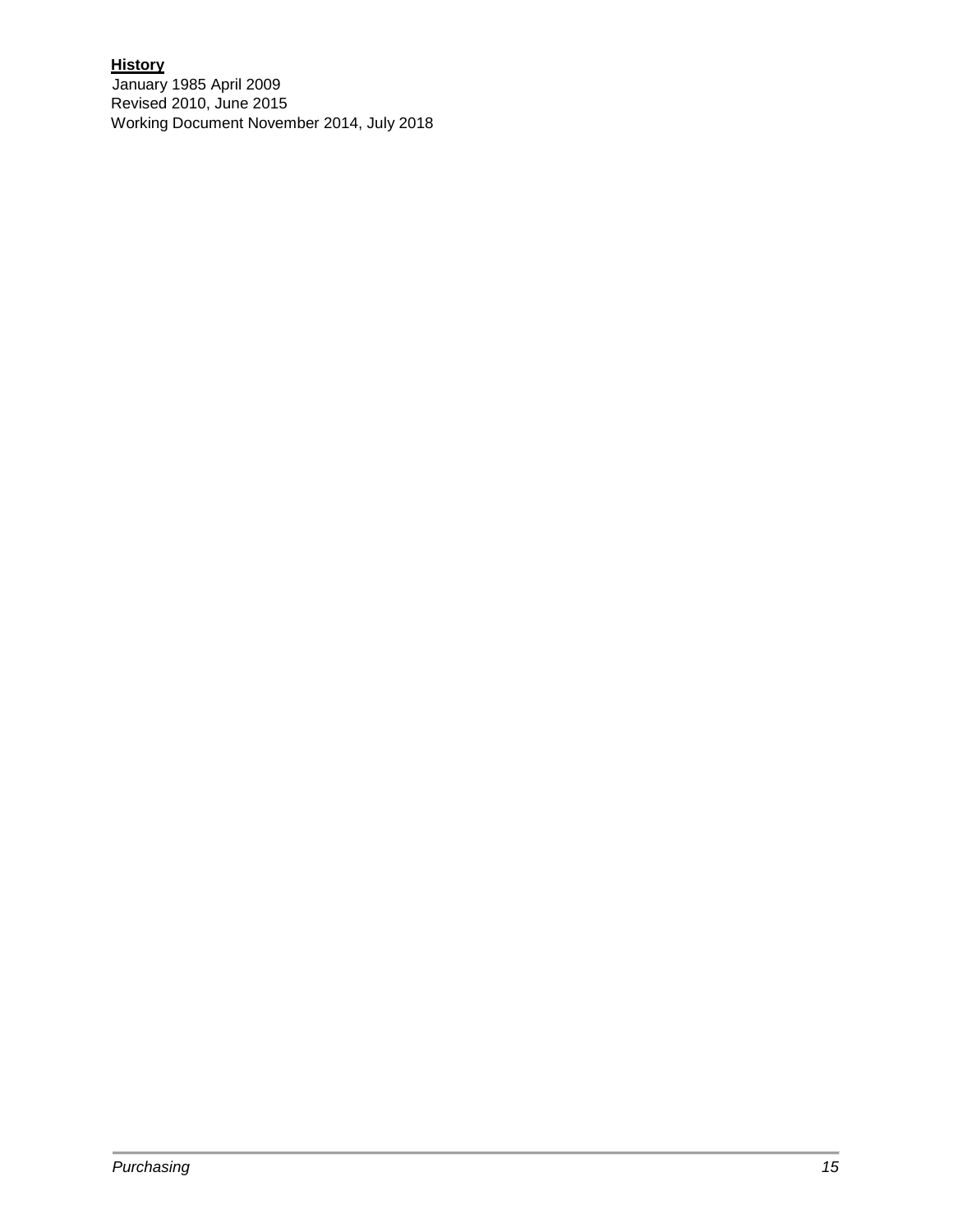**History**

January 1985 April 2009
Revised 2010, June 2015
Working Document November 2014, July 2018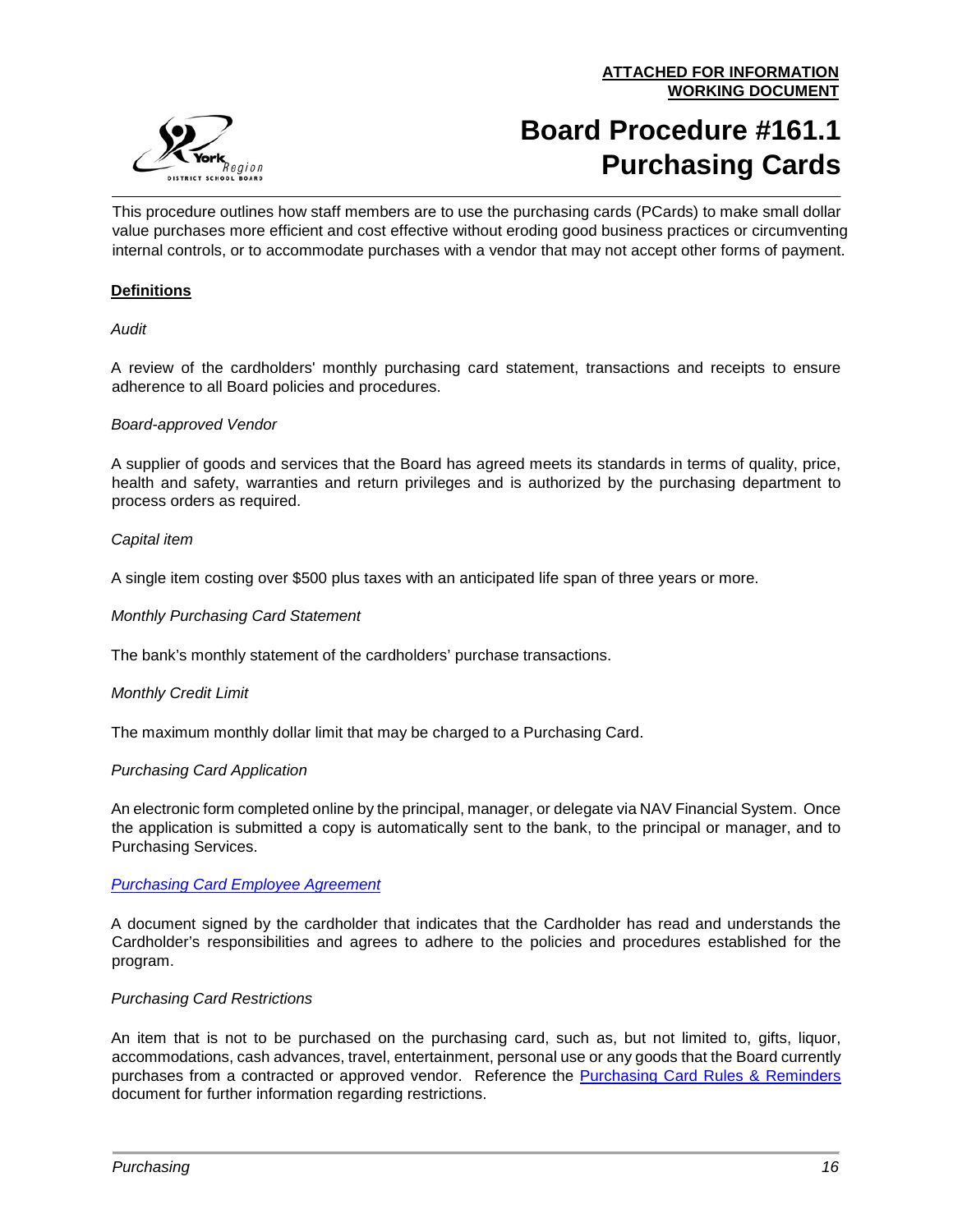**ATTACHED FOR INFORMATION**
**WORKING DOCUMENT**

# Board Procedure #161.1 Purchasing Cards

This procedure outlines how staff members are to use the purchasing cards (PCards) to make small dollar value purchases more efficient and cost effective without eroding good business practices or circumventing internal controls, or to accommodate purchases with a vendor that may not accept other forms of payment.

## Definitions

*Audit*

A review of the cardholders' monthly purchasing card statement, transactions and receipts to ensure adherence to all Board policies and procedures.

*Board-approved Vendor*

A supplier of goods and services that the Board has agreed meets its standards in terms of quality, price, health and safety, warranties and return privileges and is authorized by the purchasing department to process orders as required.

*Capital item*

A single item costing over $500 plus taxes with an anticipated life span of three years or more.

*Monthly Purchasing Card Statement*

The bank's monthly statement of the cardholders' purchase transactions.

*Monthly Credit Limit*

The maximum monthly dollar limit that may be charged to a Purchasing Card.

*Purchasing Card Application*

An electronic form completed online by the principal, manager, or delegate via NAV Financial System. Once the application is submitted a copy is automatically sent to the bank, to the principal or manager, and to Purchasing Services.

*Purchasing Card Employee Agreement*

A document signed by the cardholder that indicates that the Cardholder has read and understands the Cardholder's responsibilities and agrees to adhere to the policies and procedures established for the program.

*Purchasing Card Restrictions*

An item that is not to be purchased on the purchasing card, such as, but not limited to, gifts, liquor, accommodations, cash advances, travel, entertainment, personal use or any goods that the Board currently purchases from a contracted or approved vendor. Reference the Purchasing Card Rules & Reminders document for further information regarding restrictions.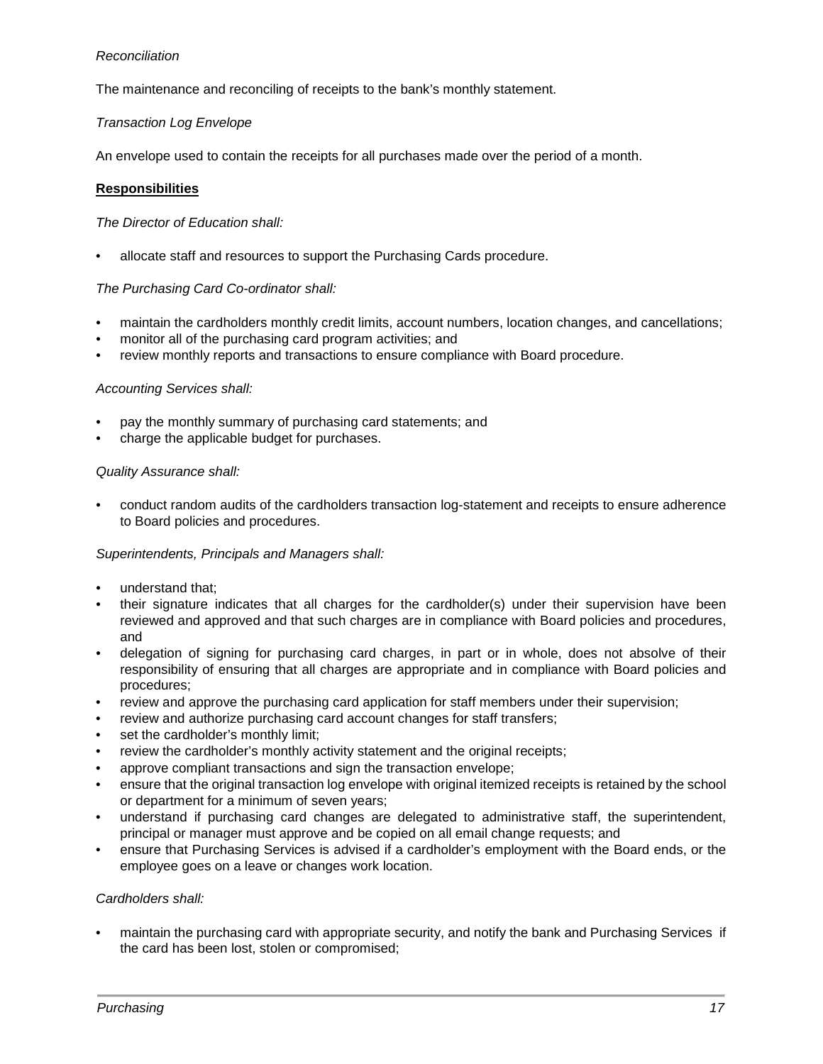*Reconciliation*

The maintenance and reconciling of receipts to the bank's monthly statement.

*Transaction Log Envelope*

An envelope used to contain the receipts for all purchases made over the period of a month.

**Responsibilities**

*The Director of Education shall:*

- allocate staff and resources to support the Purchasing Cards procedure.

*The Purchasing Card Co-ordinator shall:*

- maintain the cardholders monthly credit limits, account numbers, location changes, and cancellations;
- monitor all of the purchasing card program activities; and
- review monthly reports and transactions to ensure compliance with Board procedure.

*Accounting Services shall:*

- pay the monthly summary of purchasing card statements; and
- charge the applicable budget for purchases.

*Quality Assurance shall:*

- conduct random audits of the cardholders transaction log-statement and receipts to ensure adherence to Board policies and procedures.

*Superintendents, Principals and Managers shall:*

- understand that;
- their signature indicates that all charges for the cardholder(s) under their supervision have been reviewed and approved and that such charges are in compliance with Board policies and procedures, and
- delegation of signing for purchasing card charges, in part or in whole, does not absolve of their responsibility of ensuring that all charges are appropriate and in compliance with Board policies and procedures;
- review and approve the purchasing card application for staff members under their supervision;
- review and authorize purchasing card account changes for staff transfers;
- set the cardholder's monthly limit;
- review the cardholder's monthly activity statement and the original receipts;
- approve compliant transactions and sign the transaction envelope;
- ensure that the original transaction log envelope with original itemized receipts is retained by the school or department for a minimum of seven years;
- understand if purchasing card changes are delegated to administrative staff, the superintendent, principal or manager must approve and be copied on all email change requests; and
- ensure that Purchasing Services is advised if a cardholder's employment with the Board ends, or the employee goes on a leave or changes work location.

*Cardholders shall:*

- maintain the purchasing card with appropriate security, and notify the bank and Purchasing Services if the card has been lost, stolen or compromised;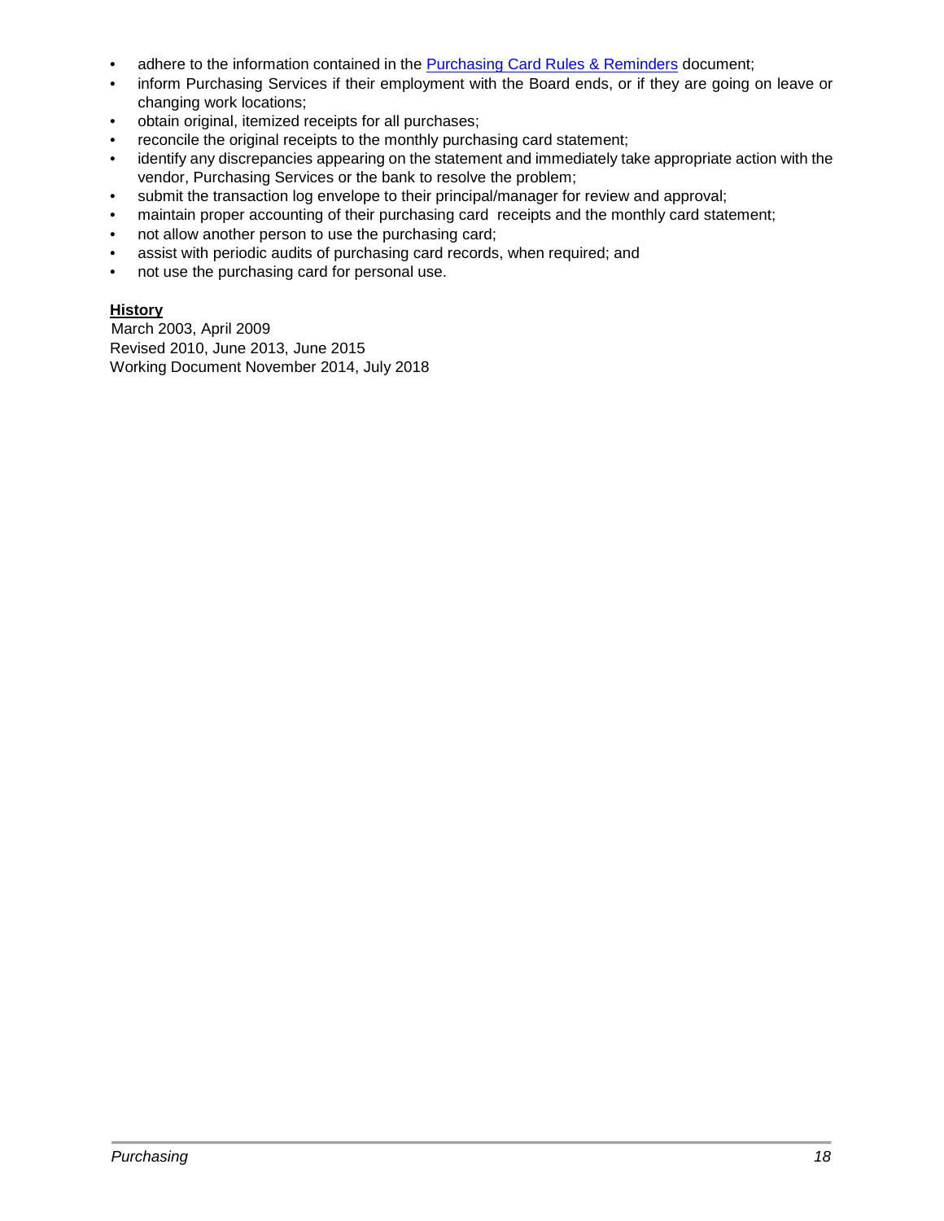- adhere to the information contained in the Purchasing Card Rules & Reminders document;
- inform Purchasing Services if their employment with the Board ends, or if they are going on leave or changing work locations;
- obtain original, itemized receipts for all purchases;
- reconcile the original receipts to the monthly purchasing card statement;
- identify any discrepancies appearing on the statement and immediately take appropriate action with the vendor, Purchasing Services or the bank to resolve the problem;
- submit the transaction log envelope to their principal/manager for review and approval;
- maintain proper accounting of their purchasing card receipts and the monthly card statement;
- not allow another person to use the purchasing card;
- assist with periodic audits of purchasing card records, when required; and
- not use the purchasing card for personal use.

**History**

March 2003, April 2009
Revised 2010, June 2013, June 2015
Working Document November 2014, July 2018